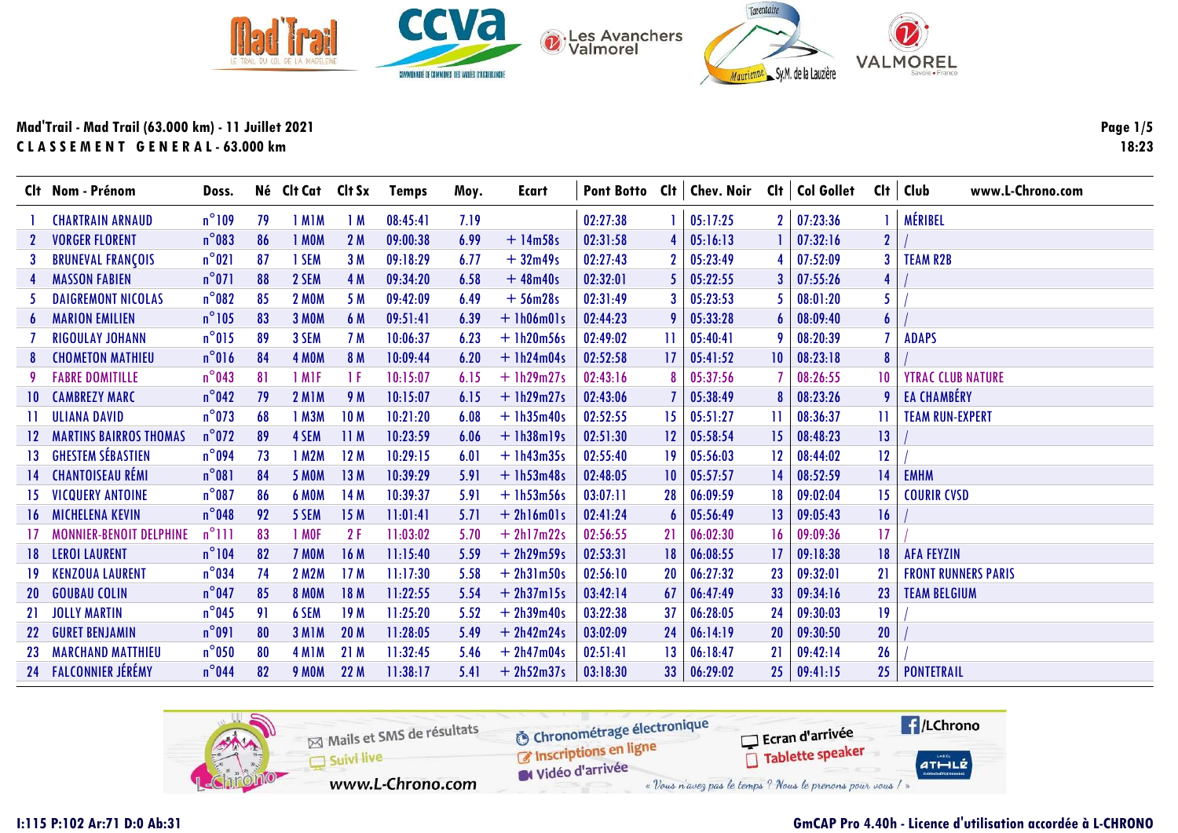# Mad'Trail - Mad Trail (63.000 km) - 11 Juillet 2021

**C L A S S E M E N T   G E N E R A L - 63.000 km**

| Clt | Nom - Prénom | Doss. | Né | Clt Cat | Clt Sx | Temps | Moy. | Ecart | Pont Botto | Clt | Chev. Noir | Clt | Col Gollet | Clt | Club |
|---|---|---|---|---|---|---|---|---|---|---|---|---|---|---|---|
| 1 | CHARTRAIN ARNAUD | n°109 | 79 | 1 M1M | 1 M | 08:45:41 | 7.19 | | 02:27:38 | 1 | 05:17:25 | 2 | 07:23:36 | 1 | MÉRIBEL |
| 2 | VORGER FLORENT | n°083 | 86 | 1 M0M | 2 M | 09:00:38 | 6.99 | + 14m58s | 02:31:58 | 4 | 05:16:13 | 1 | 07:32:16 | 2 | / |
| 3 | BRUNEVAL FRANÇOIS | n°021 | 87 | 1 SEM | 3 M | 09:18:29 | 6.77 | + 32m49s | 02:27:43 | 2 | 05:23:49 | 4 | 07:52:09 | 3 | TEAM R2B |
| 4 | MASSON FABIEN | n°071 | 88 | 2 SEM | 4 M | 09:34:20 | 6.58 | + 48m40s | 02:32:01 | 5 | 05:22:55 | 3 | 07:55:26 | 4 | / |
| 5 | DAIGREMONT NICOLAS | n°082 | 85 | 2 M0M | 5 M | 09:42:09 | 6.49 | + 56m28s | 02:31:49 | 3 | 05:23:53 | 5 | 08:01:20 | 5 | / |
| 6 | MARION EMILIEN | n°105 | 83 | 3 M0M | 6 M | 09:51:41 | 6.39 | + 1h06m01s | 02:44:23 | 9 | 05:33:28 | 6 | 08:09:40 | 6 | / |
| 7 | RIGOULAY JOHANN | n°015 | 89 | 3 SEM | 7 M | 10:06:37 | 6.23 | + 1h20m56s | 02:49:02 | 11 | 05:40:41 | 9 | 08:20:39 | 7 | ADAPS |
| 8 | CHOMETON MATHIEU | n°016 | 84 | 4 M0M | 8 M | 10:09:44 | 6.20 | + 1h24m04s | 02:52:58 | 17 | 05:41:52 | 10 | 08:23:18 | 8 | / |
| 9 | FABRE DOMITILLE | n°043 | 81 | 1 M1F | 1 F | 10:15:07 | 6.15 | + 1h29m27s | 02:43:16 | 8 | 05:37:56 | 7 | 08:26:55 | 10 | YTRAC CLUB NATURE |
| 10 | CAMBREZY MARC | n°042 | 79 | 2 M1M | 9 M | 10:15:07 | 6.15 | + 1h29m27s | 02:43:06 | 7 | 05:38:49 | 8 | 08:23:26 | 9 | EA CHAMBÉRY |
| 11 | ULIANA DAVID | n°073 | 68 | 1 M3M | 10 M | 10:21:20 | 6.08 | + 1h35m40s | 02:52:55 | 15 | 05:51:27 | 11 | 08:36:37 | 11 | TEAM RUN-EXPERT |
| 12 | MARTINS BAIRROS THOMAS | n°072 | 89 | 4 SEM | 11 M | 10:23:59 | 6.06 | + 1h38m19s | 02:51:30 | 12 | 05:58:54 | 15 | 08:48:23 | 13 | / |
| 13 | GHESTEM SÉBASTIEN | n°094 | 73 | 1 M2M | 12 M | 10:29:15 | 6.01 | + 1h43m35s | 02:55:40 | 19 | 05:56:03 | 12 | 08:44:02 | 12 | / |
| 14 | CHANTOISEAU RÉMI | n°081 | 84 | 5 M0M | 13 M | 10:39:29 | 5.91 | + 1h53m48s | 02:48:05 | 10 | 05:57:57 | 14 | 08:52:59 | 14 | EMHM |
| 15 | VICQUERY ANTOINE | n°087 | 86 | 6 M0M | 14 M | 10:39:37 | 5.91 | + 1h53m56s | 03:07:11 | 28 | 06:09:59 | 18 | 09:02:04 | 15 | COURIR CVSD |
| 16 | MICHELENA KEVIN | n°048 | 92 | 5 SEM | 15 M | 11:01:41 | 5.71 | + 2h16m01s | 02:41:24 | 6 | 05:56:49 | 13 | 09:05:43 | 16 | / |
| 17 | MONNIER-BENOIT DELPHINE | n°111 | 83 | 1 M0F | 2 F | 11:03:02 | 5.70 | + 2h17m22s | 02:56:55 | 21 | 06:02:30 | 16 | 09:09:36 | 17 | / |
| 18 | LEROI LAURENT | n°104 | 82 | 7 M0M | 16 M | 11:15:40 | 5.59 | + 2h29m59s | 02:53:31 | 18 | 06:08:55 | 17 | 09:18:38 | 18 | AFA FEYZIN |
| 19 | KENZOUA LAURENT | n°034 | 74 | 2 M2M | 17 M | 11:17:30 | 5.58 | + 2h31m50s | 02:56:10 | 20 | 06:27:32 | 23 | 09:32:01 | 21 | FRONT RUNNERS PARIS |
| 20 | GOUBAU COLIN | n°047 | 85 | 8 M0M | 18 M | 11:22:55 | 5.54 | + 2h37m15s | 03:42:14 | 67 | 06:47:49 | 33 | 09:34:16 | 23 | TEAM BELGIUM |
| 21 | JOLLY MARTIN | n°045 | 91 | 6 SEM | 19 M | 11:25:20 | 5.52 | + 2h39m40s | 03:22:38 | 37 | 06:28:05 | 24 | 09:30:03 | 19 | / |
| 22 | GURET BENJAMIN | n°091 | 80 | 3 M1M | 20 M | 11:28:05 | 5.49 | + 2h42m24s | 03:02:09 | 24 | 06:14:19 | 20 | 09:30:50 | 20 | / |
| 23 | MARCHAND MATTHIEU | n°050 | 80 | 4 M1M | 21 M | 11:32:45 | 5.46 | + 2h47m04s | 02:51:41 | 13 | 06:18:47 | 21 | 09:42:14 | 26 | / |
| 24 | FALCONNIER JÉRÉMY | n°044 | 82 | 9 M0M | 22 M | 11:38:17 | 5.41 | + 2h52m37s | 03:18:30 | 33 | 06:29:02 | 25 | 09:41:15 | 25 | PONTETRAIL |

I:115 P:102 Ar:71 D:0 Ab:31

GmCAP Pro 4.40h - Licence d'utilisation accordée à L-CHRONO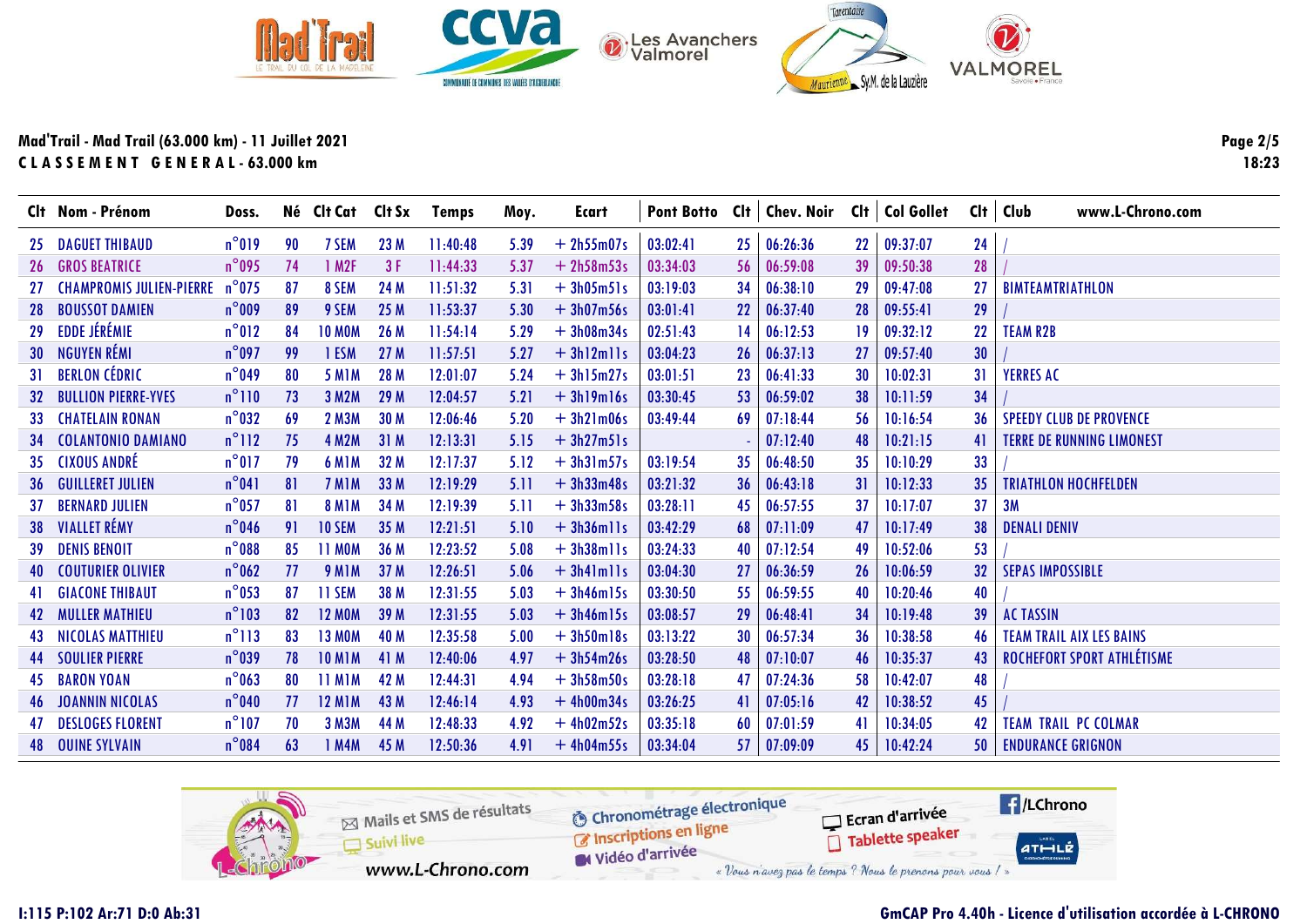**Mad'Trail - Mad Trail (63.000 km) - 11 Juillet 2021**
**C L A S S E M E N T   G E N E R A L - 63.000 km**

| Clt | Nom - Prénom | Doss. | Né | Clt Cat | Clt Sx | Temps | Moy. | Ecart | Pont Botto | Clt | Chev. Noir | Clt | Col Gollet | Clt | Club |
|---|---|---|---|---|---|---|---|---|---|---|---|---|---|---|---|
| 25 | DAGUET THIBAUD | n°019 | 90 | 7 SEM | 23 M | 11:40:48 | 5.39 | + 2h55m07s | 03:02:41 | 25 | 06:26:36 | 22 | 09:37:07 | 24 | / |
| 26 | GROS BEATRICE | n°095 | 74 | 1 M2F | 3 F | 11:44:33 | 5.37 | + 2h58m53s | 03:34:03 | 56 | 06:59:08 | 39 | 09:50:38 | 28 | / |
| 27 | CHAMPROMIS JULIEN-PIERRE | n°075 | 87 | 8 SEM | 24 M | 11:51:32 | 5.31 | + 3h05m51s | 03:19:03 | 34 | 06:38:10 | 29 | 09:47:08 | 27 | BIMTEAMTRIATHLON |
| 28 | BOUSSOT DAMIEN | n°009 | 89 | 9 SEM | 25 M | 11:53:37 | 5.30 | + 3h07m56s | 03:01:41 | 22 | 06:37:40 | 28 | 09:55:41 | 29 | / |
| 29 | EDDE JÉRÉMIE | n°012 | 84 | 10 M0M | 26 M | 11:54:14 | 5.29 | + 3h08m34s | 02:51:43 | 14 | 06:12:53 | 19 | 09:32:12 | 22 | TEAM R2B |
| 30 | NGUYEN RÉMI | n°097 | 99 | 1 ESM | 27 M | 11:57:51 | 5.27 | + 3h12m11s | 03:04:23 | 26 | 06:37:13 | 27 | 09:57:40 | 30 | / |
| 31 | BERLON CÉDRIC | n°049 | 80 | 5 M1M | 28 M | 12:01:07 | 5.24 | + 3h15m27s | 03:01:51 | 23 | 06:41:33 | 30 | 10:02:31 | 31 | YERRES AC |
| 32 | BULLION PIERRE-YVES | n°110 | 73 | 3 M2M | 29 M | 12:04:57 | 5.21 | + 3h19m16s | 03:30:45 | 53 | 06:59:02 | 38 | 10:11:59 | 34 | / |
| 33 | CHATELAIN RONAN | n°032 | 69 | 2 M3M | 30 M | 12:06:46 | 5.20 | + 3h21m06s | 03:49:44 | 69 | 07:18:44 | 56 | 10:16:54 | 36 | SPEEDY CLUB DE PROVENCE |
| 34 | COLANTONIO DAMIANO | n°112 | 75 | 4 M2M | 31 M | 12:13:31 | 5.15 | + 3h27m51s | | - | 07:12:40 | 48 | 10:21:15 | 41 | TERRE DE RUNNING LIMONEST |
| 35 | CIXOUS ANDRÉ | n°017 | 79 | 6 M1M | 32 M | 12:17:37 | 5.12 | + 3h31m57s | 03:19:54 | 35 | 06:48:50 | 35 | 10:10:29 | 33 | / |
| 36 | GUILLERET JULIEN | n°041 | 81 | 7 M1M | 33 M | 12:19:29 | 5.11 | + 3h33m48s | 03:21:32 | 36 | 06:43:18 | 31 | 10:12:33 | 35 | TRIATHLON HOCHFELDEN |
| 37 | BERNARD JULIEN | n°057 | 81 | 8 M1M | 34 M | 12:19:39 | 5.11 | + 3h33m58s | 03:28:11 | 45 | 06:57:55 | 37 | 10:17:07 | 37 | 3M |
| 38 | VIALLET RÉMY | n°046 | 91 | 10 SEM | 35 M | 12:21:51 | 5.10 | + 3h36m11s | 03:42:29 | 68 | 07:11:09 | 47 | 10:17:49 | 38 | DENALI DENIV |
| 39 | DENIS BENOIT | n°088 | 85 | 11 M0M | 36 M | 12:23:52 | 5.08 | + 3h38m11s | 03:24:33 | 40 | 07:12:54 | 49 | 10:52:06 | 53 | / |
| 40 | COUTURIER OLIVIER | n°062 | 77 | 9 M1M | 37 M | 12:26:51 | 5.06 | + 3h41m11s | 03:04:30 | 27 | 06:36:59 | 26 | 10:06:59 | 32 | SEPAS IMPOSSIBLE |
| 41 | GIACONE THIBAUT | n°053 | 87 | 11 SEM | 38 M | 12:31:55 | 5.03 | + 3h46m15s | 03:30:50 | 55 | 06:59:55 | 40 | 10:20:46 | 40 | / |
| 42 | MULLER MATHIEU | n°103 | 82 | 12 M0M | 39 M | 12:31:55 | 5.03 | + 3h46m15s | 03:08:57 | 29 | 06:48:41 | 34 | 10:19:48 | 39 | AC TASSIN |
| 43 | NICOLAS MATTHIEU | n°113 | 83 | 13 M0M | 40 M | 12:35:58 | 5.00 | + 3h50m18s | 03:13:22 | 30 | 06:57:34 | 36 | 10:38:58 | 46 | TEAM TRAIL AIX LES BAINS |
| 44 | SOULIER PIERRE | n°039 | 78 | 10 M1M | 41 M | 12:40:06 | 4.97 | + 3h54m26s | 03:28:50 | 48 | 07:10:07 | 46 | 10:35:37 | 43 | ROCHEFORT SPORT ATHLÉTISME |
| 45 | BARON YOAN | n°063 | 80 | 11 M1M | 42 M | 12:44:31 | 4.94 | + 3h58m50s | 03:28:18 | 47 | 07:24:36 | 58 | 10:42:07 | 48 | / |
| 46 | JOANNIN NICOLAS | n°040 | 77 | 12 M1M | 43 M | 12:46:14 | 4.93 | + 4h00m34s | 03:26:25 | 41 | 07:05:16 | 42 | 10:38:52 | 45 | / |
| 47 | DESLOGES FLORENT | n°107 | 70 | 3 M3M | 44 M | 12:48:33 | 4.92 | + 4h02m52s | 03:35:18 | 60 | 07:01:59 | 41 | 10:34:05 | 42 | TEAM TRAIL PC COLMAR |
| 48 | OUINE SYLVAIN | n°084 | 63 | 1 M4M | 45 M | 12:50:36 | 4.91 | + 4h04m55s | 03:34:04 | 57 | 07:09:09 | 45 | 10:42:24 | 50 | ENDURANCE GRIGNON |

I:115 P:102 Ar:71 D:0 Ab:31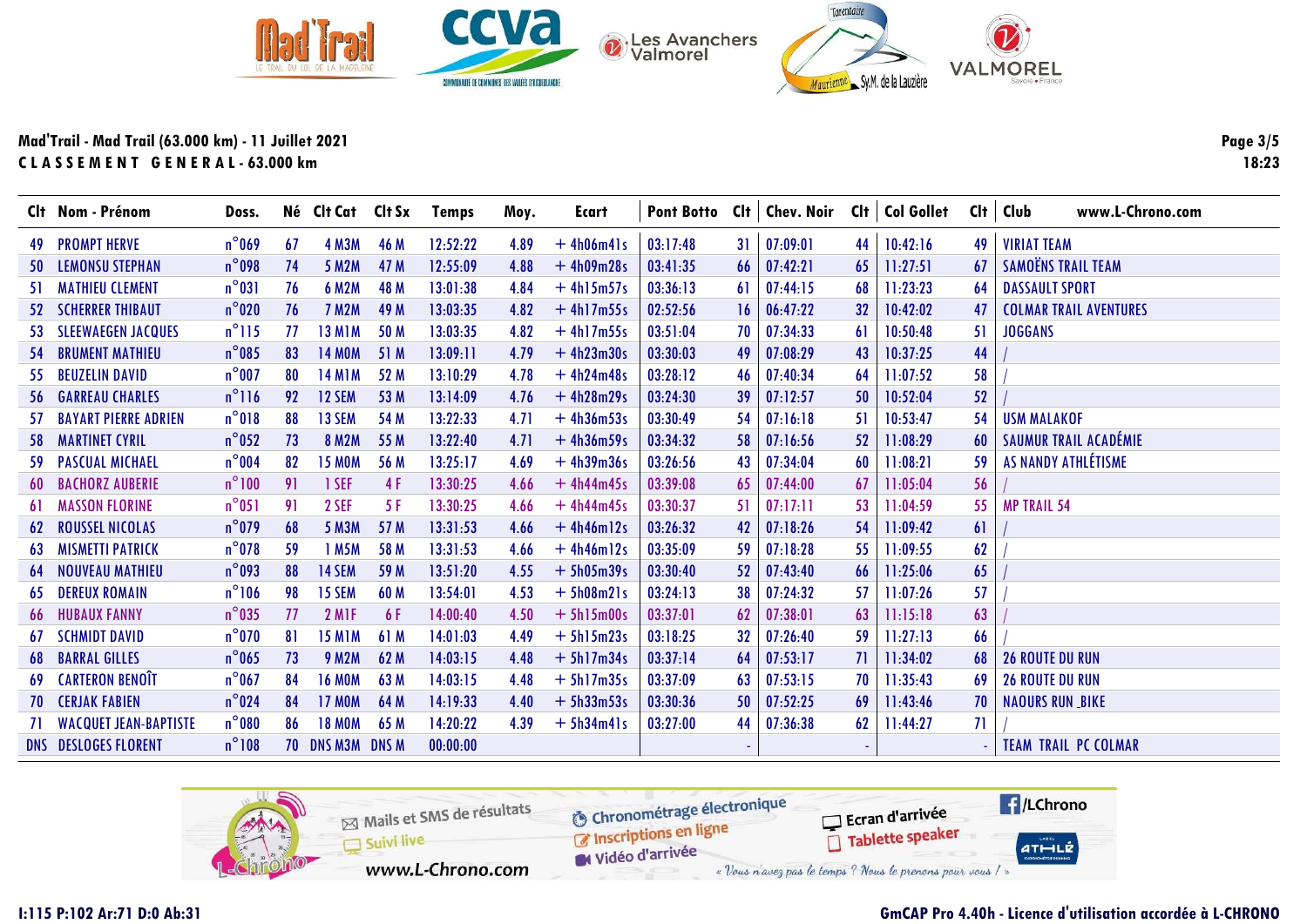**Mad'Trail - Mad Trail (63.000 km) - 11 Juillet 2021**
**C L A S S E M E N T   G E N E R A L - 63.000 km**

| Clt | Nom - Prénom | Doss. | Né | Clt Cat | Clt Sx | Temps | Moy. | Ecart | Pont Botto | Clt | Chev. Noir | Clt | Col Gollet | Clt | Club www.L-Chrono.com |
|---|---|---|---|---|---|---|---|---|---|---|---|---|---|---|---|
| 49 | PROMPT HERVE | n°069 | 67 | 4 M3M | 46 M | 12:52:22 | 4.89 | + 4h06m41s | 03:17:48 | 31 | 07:09:01 | 44 | 10:42:16 | 49 | VIRIAT TEAM |
| 50 | LEMONSU STEPHAN | n°098 | 74 | 5 M2M | 47 M | 12:55:09 | 4.88 | + 4h09m28s | 03:41:35 | 66 | 07:42:21 | 65 | 11:27:51 | 67 | SAMOËNS TRAIL TEAM |
| 51 | MATHIEU CLEMENT | n°031 | 76 | 6 M2M | 48 M | 13:01:38 | 4.84 | + 4h15m57s | 03:36:13 | 61 | 07:44:15 | 68 | 11:23:23 | 64 | DASSAULT SPORT |
| 52 | SCHERRER THIBAUT | n°020 | 76 | 7 M2M | 49 M | 13:03:35 | 4.82 | + 4h17m55s | 02:52:56 | 16 | 06:47:22 | 32 | 10:42:02 | 47 | COLMAR TRAIL AVENTURES |
| 53 | SLEEWAEGEN JACQUES | n°115 | 77 | 13 M1M | 50 M | 13:03:35 | 4.82 | + 4h17m55s | 03:51:04 | 70 | 07:34:33 | 61 | 10:50:48 | 51 | JOGGANS |
| 54 | BRUMENT MATHIEU | n°085 | 83 | 14 M0M | 51 M | 13:09:11 | 4.79 | + 4h23m30s | 03:30:03 | 49 | 07:08:29 | 43 | 10:37:25 | 44 | / |
| 55 | BEUZELIN DAVID | n°007 | 80 | 14 M1M | 52 M | 13:10:29 | 4.78 | + 4h24m48s | 03:28:12 | 46 | 07:40:34 | 64 | 11:07:52 | 58 | / |
| 56 | GARREAU CHARLES | n°116 | 92 | 12 SEM | 53 M | 13:14:09 | 4.76 | + 4h28m29s | 03:24:30 | 39 | 07:12:57 | 50 | 10:52:04 | 52 | / |
| 57 | BAYART PIERRE ADRIEN | n°018 | 88 | 13 SEM | 54 M | 13:22:33 | 4.71 | + 4h36m53s | 03:30:49 | 54 | 07:16:18 | 51 | 10:53:47 | 54 | USM MALAKOF |
| 58 | MARTINET CYRIL | n°052 | 73 | 8 M2M | 55 M | 13:22:40 | 4.71 | + 4h36m59s | 03:34:32 | 58 | 07:16:56 | 52 | 11:08:29 | 60 | SAUMUR TRAIL ACADÉMIE |
| 59 | PASCUAL MICHAEL | n°004 | 82 | 15 M0M | 56 M | 13:25:17 | 4.69 | + 4h39m36s | 03:26:56 | 43 | 07:34:04 | 60 | 11:08:21 | 59 | AS NANDY ATHLÉTISME |
| 60 | BACHORZ AUBERIE | n°100 | 91 | 1 SEF | 4 F | 13:30:25 | 4.66 | + 4h44m45s | 03:39:08 | 65 | 07:44:00 | 67 | 11:05:04 | 56 | / |
| 61 | MASSON FLORINE | n°051 | 91 | 2 SEF | 5 F | 13:30:25 | 4.66 | + 4h44m45s | 03:30:37 | 51 | 07:17:11 | 53 | 11:04:59 | 55 | MP TRAIL 54 |
| 62 | ROUSSEL NICOLAS | n°079 | 68 | 5 M3M | 57 M | 13:31:53 | 4.66 | + 4h46m12s | 03:26:32 | 42 | 07:18:26 | 54 | 11:09:42 | 61 | / |
| 63 | MISMETTI PATRICK | n°078 | 59 | 1 M5M | 58 M | 13:31:53 | 4.66 | + 4h46m12s | 03:35:09 | 59 | 07:18:28 | 55 | 11:09:55 | 62 | / |
| 64 | NOUVEAU MATHIEU | n°093 | 88 | 14 SEM | 59 M | 13:51:20 | 4.55 | + 5h05m39s | 03:30:40 | 52 | 07:43:40 | 66 | 11:25:06 | 65 | / |
| 65 | DEREUX ROMAIN | n°106 | 98 | 15 SEM | 60 M | 13:54:01 | 4.53 | + 5h08m21s | 03:24:13 | 38 | 07:24:32 | 57 | 11:07:26 | 57 | / |
| 66 | HUBAUX FANNY | n°035 | 77 | 2 M1F | 6 F | 14:00:40 | 4.50 | + 5h15m00s | 03:37:01 | 62 | 07:38:01 | 63 | 11:15:18 | 63 | / |
| 67 | SCHMIDT DAVID | n°070 | 81 | 15 M1M | 61 M | 14:01:03 | 4.49 | + 5h15m23s | 03:18:25 | 32 | 07:26:40 | 59 | 11:27:13 | 66 | / |
| 68 | BARRAL GILLES | n°065 | 73 | 9 M2M | 62 M | 14:03:15 | 4.48 | + 5h17m34s | 03:37:14 | 64 | 07:53:17 | 71 | 11:34:02 | 68 | 26 ROUTE DU RUN |
| 69 | CARTERON BENOÎT | n°067 | 84 | 16 M0M | 63 M | 14:03:15 | 4.48 | + 5h17m35s | 03:37:09 | 63 | 07:53:15 | 70 | 11:35:43 | 69 | 26 ROUTE DU RUN |
| 70 | CERJAK FABIEN | n°024 | 84 | 17 M0M | 64 M | 14:19:33 | 4.40 | + 5h33m53s | 03:30:36 | 50 | 07:52:25 | 69 | 11:43:46 | 70 | NAOURS RUN _BIKE |
| 71 | WACQUET JEAN-BAPTISTE | n°080 | 86 | 18 M0M | 65 M | 14:20:22 | 4.39 | + 5h34m41s | 03:27:00 | 44 | 07:36:38 | 62 | 11:44:27 | 71 | / |
| DNS | DESLOGES FLORENT | n°108 | 70 | DNS M3M | DNS M | 00:00:00 | | | | - | | - | | - | TEAM TRAIL PC COLMAR |

I:115 P:102 Ar:71 D:0 Ab:31

GmCAP Pro 4.40h - Licence d'utilisation accordée à L-CHRONO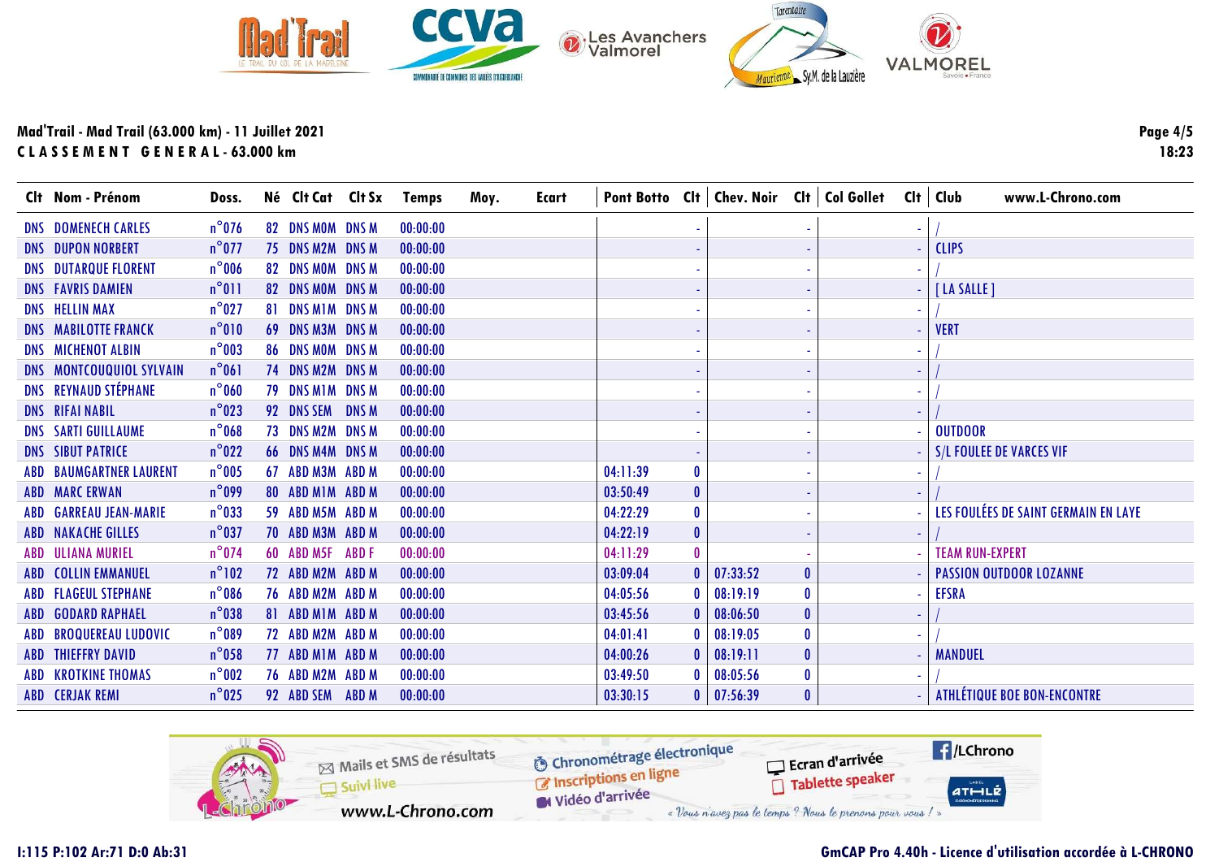## Mad'Trail - Mad Trail (63.000 km) - 11 Juillet 2021

**C L A S S E M E N T   G E N E R A L - 63.000 km**

| Clt | Nom - Prénom | Doss. | Né | Clt Cat | Clt Sx | Temps | Moy. | Ecart | Pont Botto | Clt | Chev. Noir | Clt | Col Gollet | Clt | Club |
|---|---|---|---|---|---|---|---|---|---|---|---|---|---|---|---|
| DNS | DOMENECH CARLES | n°076 | 82 | DNS M0M | DNS M | 00:00:00 | | | | - | | - | | - | / |
| DNS | DUPON NORBERT | n°077 | 75 | DNS M2M | DNS M | 00:00:00 | | | | - | | - | | - | CLIPS |
| DNS | DUTARQUE FLORENT | n°006 | 82 | DNS M0M | DNS M | 00:00:00 | | | | - | | - | | - | / |
| DNS | FAVRIS DAMIEN | n°011 | 82 | DNS M0M | DNS M | 00:00:00 | | | | - | | - | | - | [ LA SALLE ] |
| DNS | HELLIN MAX | n°027 | 81 | DNS M1M | DNS M | 00:00:00 | | | | - | | - | | - | / |
| DNS | MABILOTTE FRANCK | n°010 | 69 | DNS M3M | DNS M | 00:00:00 | | | | - | | - | | - | VERT |
| DNS | MICHENOT ALBIN | n°003 | 86 | DNS M0M | DNS M | 00:00:00 | | | | - | | - | | - | / |
| DNS | MONTCOUQUIOL SYLVAIN | n°061 | 74 | DNS M2M | DNS M | 00:00:00 | | | | - | | - | | - | / |
| DNS | REYNAUD STÉPHANE | n°060 | 79 | DNS M1M | DNS M | 00:00:00 | | | | - | | - | | - | / |
| DNS | RIFAI NABIL | n°023 | 92 | DNS SEM | DNS M | 00:00:00 | | | | - | | - | | - | / |
| DNS | SARTI GUILLAUME | n°068 | 73 | DNS M2M | DNS M | 00:00:00 | | | | - | | - | | - | OUTDOOR |
| DNS | SIBUT PATRICE | n°022 | 66 | DNS M4M | DNS M | 00:00:00 | | | | - | | - | | - | S/L FOULEE DE VARCES VIF |
| ABD | BAUMGARTNER LAURENT | n°005 | 67 | ABD M3M | ABD M | 00:00:00 | | | 04:11:39 | 0 | | - | | - | / |
| ABD | MARC ERWAN | n°099 | 80 | ABD M1M | ABD M | 00:00:00 | | | 03:50:49 | 0 | | - | | - | / |
| ABD | GARREAU JEAN-MARIE | n°033 | 59 | ABD M5M | ABD M | 00:00:00 | | | 04:22:29 | 0 | | - | | - | LES FOULÉES DE SAINT GERMAIN EN LAYE |
| ABD | NAKACHE GILLES | n°037 | 70 | ABD M3M | ABD M | 00:00:00 | | | 04:22:19 | 0 | | - | | - | / |
| ABD | ULIANA MURIEL | n°074 | 60 | ABD M5F | ABD F | 00:00:00 | | | 04:11:29 | 0 | | - | | - | TEAM RUN-EXPERT |
| ABD | COLLIN EMMANUEL | n°102 | 72 | ABD M2M | ABD M | 00:00:00 | | | 03:09:04 | 0 | 07:33:52 | 0 | | - | PASSION OUTDOOR LOZANNE |
| ABD | FLAGEUL STEPHANE | n°086 | 76 | ABD M2M | ABD M | 00:00:00 | | | 04:05:56 | 0 | 08:19:19 | 0 | | - | EFSRA |
| ABD | GODARD RAPHAEL | n°038 | 81 | ABD M1M | ABD M | 00:00:00 | | | 03:45:56 | 0 | 08:06:50 | 0 | | - | / |
| ABD | BROQUEREAU LUDOVIC | n°089 | 72 | ABD M2M | ABD M | 00:00:00 | | | 04:01:41 | 0 | 08:19:05 | 0 | | - | / |
| ABD | THIEFFRY DAVID | n°058 | 77 | ABD M1M | ABD M | 00:00:00 | | | 04:00:26 | 0 | 08:19:11 | 0 | | - | MANDUEL |
| ABD | KROTKINE THOMAS | n°002 | 76 | ABD M2M | ABD M | 00:00:00 | | | 03:49:50 | 0 | 08:05:56 | 0 | | - | / |
| ABD | CERJAK REMI | n°025 | 92 | ABD SEM | ABD M | 00:00:00 | | | 03:30:15 | 0 | 07:56:39 | 0 | | - | ATHLÉTIQUE BOE BON-ENCONTRE |

I:115 P:102 Ar:71 D:0 Ab:31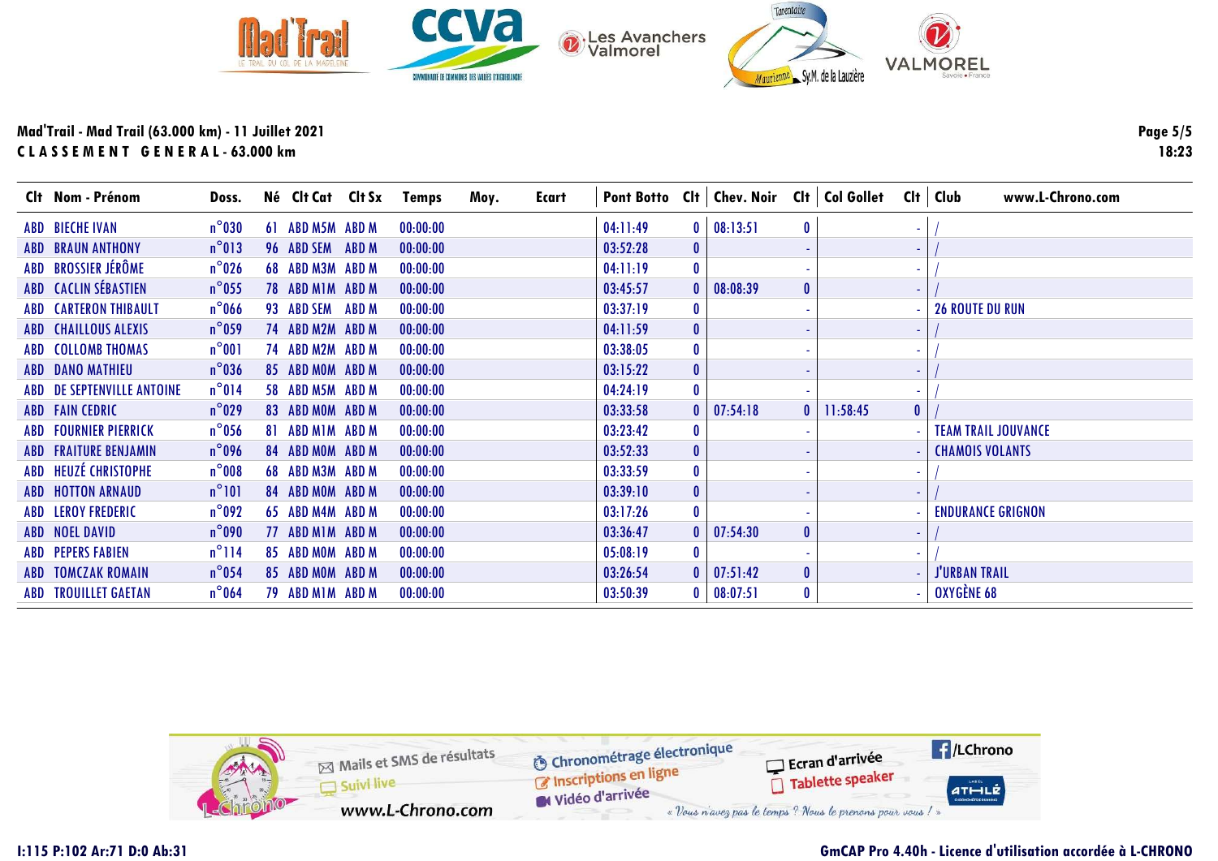# Mad'Trail - Mad Trail (63.000 km) - 11 Juillet 2021

## CLASSEMENT GENERAL - 63.000 km

| Clt | Nom - Prénom | Doss. | Né | Clt Cat | Clt Sx | Temps | Moy. | Ecart | Pont Botto | Clt | Chev. Noir | Clt | Col Gollet | Clt | Club |
|---|---|---|---|---|---|---|---|---|---|---|---|---|---|---|---|
| ABD | BIECHE IVAN | n°030 | 61 | ABD M5M | ABD M | 00:00:00 | | | 04:11:49 | 0 | 08:13:51 | 0 | | - | / |
| ABD | BRAUN ANTHONY | n°013 | 96 | ABD SEM | ABD M | 00:00:00 | | | 03:52:28 | 0 | | - | | - | / |
| ABD | BROSSIER JÉRÔME | n°026 | 68 | ABD M3M | ABD M | 00:00:00 | | | 04:11:19 | 0 | | - | | - | / |
| ABD | CACLIN SÉBASTIEN | n°055 | 78 | ABD M1M | ABD M | 00:00:00 | | | 03:45:57 | 0 | 08:08:39 | 0 | | - | / |
| ABD | CARTERON THIBAULT | n°066 | 93 | ABD SEM | ABD M | 00:00:00 | | | 03:37:19 | 0 | | - | | - | 26 ROUTE DU RUN |
| ABD | CHAILLOUS ALEXIS | n°059 | 74 | ABD M2M | ABD M | 00:00:00 | | | 04:11:59 | 0 | | - | | - | / |
| ABD | COLLOMB THOMAS | n°001 | 74 | ABD M2M | ABD M | 00:00:00 | | | 03:38:05 | 0 | | - | | - | / |
| ABD | DANO MATHIEU | n°036 | 85 | ABD M0M | ABD M | 00:00:00 | | | 03:15:22 | 0 | | - | | - | / |
| ABD | DE SEPTENVILLE ANTOINE | n°014 | 58 | ABD M5M | ABD M | 00:00:00 | | | 04:24:19 | 0 | | - | | - | / |
| ABD | FAIN CEDRIC | n°029 | 83 | ABD M0M | ABD M | 00:00:00 | | | 03:33:58 | 0 | 07:54:18 | 0 | 11:58:45 | 0 | / |
| ABD | FOURNIER PIERRICK | n°056 | 81 | ABD M1M | ABD M | 00:00:00 | | | 03:23:42 | 0 | | - | | - | TEAM TRAIL JOUVANCE |
| ABD | FRAITURE BENJAMIN | n°096 | 84 | ABD M0M | ABD M | 00:00:00 | | | 03:52:33 | 0 | | - | | - | CHAMOIS VOLANTS |
| ABD | HEUZÉ CHRISTOPHE | n°008 | 68 | ABD M3M | ABD M | 00:00:00 | | | 03:33:59 | 0 | | - | | - | / |
| ABD | HOTTON ARNAUD | n°101 | 84 | ABD M0M | ABD M | 00:00:00 | | | 03:39:10 | 0 | | - | | - | / |
| ABD | LEROY FREDERIC | n°092 | 65 | ABD M4M | ABD M | 00:00:00 | | | 03:17:26 | 0 | | - | | - | ENDURANCE GRIGNON |
| ABD | NOEL DAVID | n°090 | 77 | ABD M1M | ABD M | 00:00:00 | | | 03:36:47 | 0 | 07:54:30 | 0 | | - | / |
| ABD | PEPERS FABIEN | n°114 | 85 | ABD M0M | ABD M | 00:00:00 | | | 05:08:19 | 0 | | - | | - | / |
| ABD | TOMCZAK ROMAIN | n°054 | 85 | ABD M0M | ABD M | 00:00:00 | | | 03:26:54 | 0 | 07:51:42 | 0 | | - | J'URBAN TRAIL |
| ABD | TROUILLET GAETAN | n°064 | 79 | ABD M1M | ABD M | 00:00:00 | | | 03:50:39 | 0 | 08:07:51 | 0 | | - | OXYGÈNE 68 |

I:115 P:102 Ar:71 D:0 Ab:31